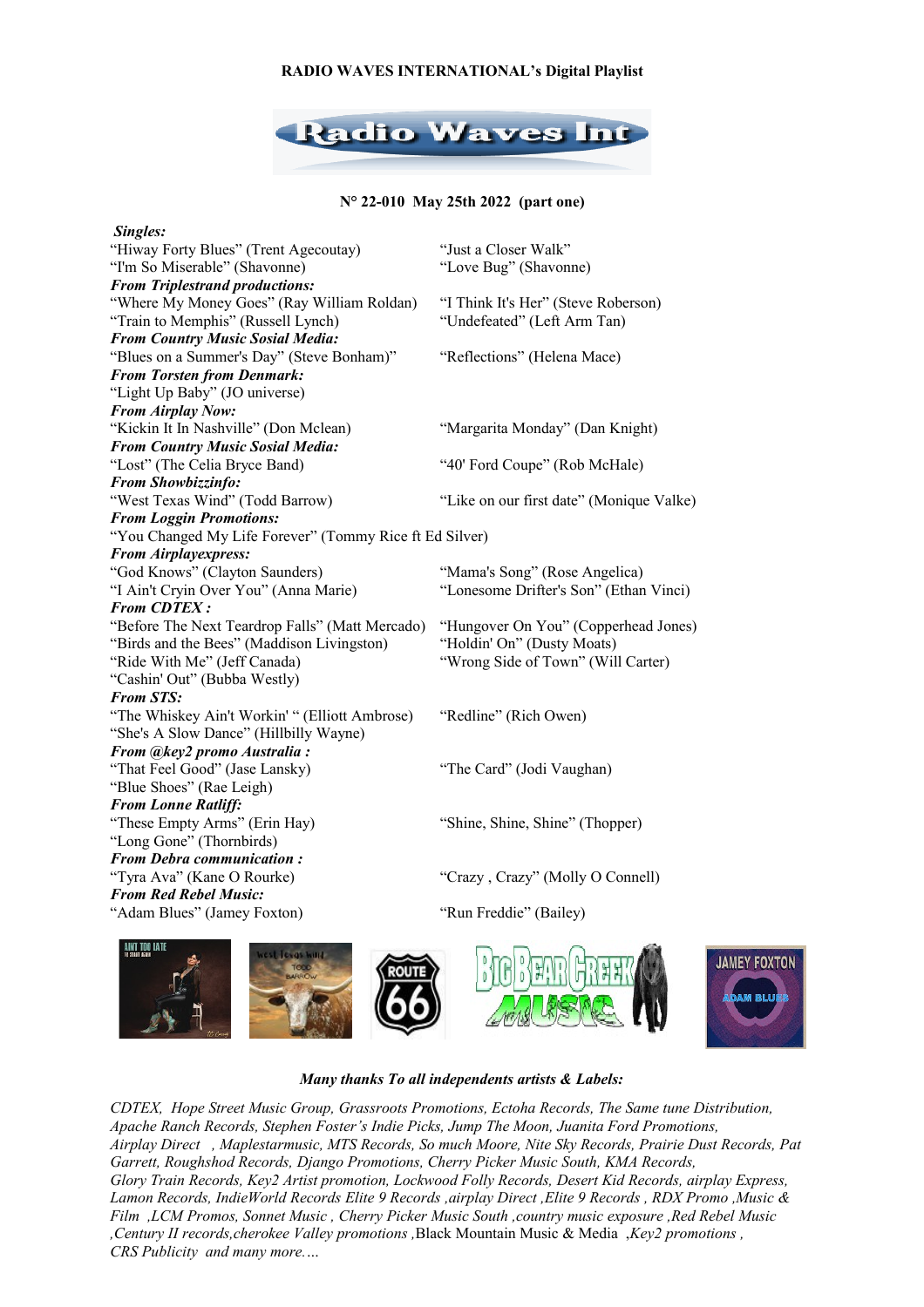**RADIO WAVES INTERNATIONAL's Digital Playlist**

**N° 22-010 May 25th 2022 (part one)**

***Singles:***

"Hiway Forty Blues" (Trent Agecoutay)
"Just a Closer Walk"
"I'm So Miserable" (Shavonne)
"Love Bug" (Shavonne)

***From Triplestrand productions:***

"Where My Money Goes" (Ray William Roldan)
"I Think It's Her" (Steve Roberson)
"Train to Memphis" (Russell Lynch)
"Undefeated" (Left Arm Tan)

***From Country Music Sosial Media:***

"Blues on a Summer's Day" (Steve Bonham)"
"Reflections" (Helena Mace)

***From Torsten from Denmark:***

"Light Up Baby" (JO universe)

***From Airplay Now:***

"Kickin It In Nashville" (Don Mclean)
"Margarita Monday" (Dan Knight)

***From Country Music Sosial Media:***

"Lost" (The Celia Bryce Band)
"40' Ford Coupe" (Rob McHale)

***From Showbizzinfo:***

"West Texas Wind" (Todd Barrow)
"Like on our first date" (Monique Valke)

***From Loggin Promotions:***

"You Changed My Life Forever" (Tommy Rice ft Ed Silver)

***From Airplayexpress:***

"God Knows" (Clayton Saunders)
"Mama's Song" (Rose Angelica)
"I Ain't Cryin Over You" (Anna Marie)
"Lonesome Drifter's Son" (Ethan Vinci)

***From CDTEX :***

"Before The Next Teardrop Falls" (Matt Mercado)
"Hungover On You" (Copperhead Jones)
"Birds and the Bees" (Maddison Livingston)
"Holdin' On" (Dusty Moats)
"Ride With Me" (Jeff Canada)
"Wrong Side of Town" (Will Carter)
"Cashin' Out" (Bubba Westly)

***From STS:***

"The Whiskey Ain't Workin' " (Elliott Ambrose)
"Redline" (Rich Owen)
"She's A Slow Dance" (Hillbilly Wayne)

***From @key2 promo Australia :***

"That Feel Good" (Jase Lansky)
"The Card" (Jodi Vaughan)
"Blue Shoes" (Rae Leigh)

***From Lonne Ratliff:***

"These Empty Arms" (Erin Hay)
"Shine, Shine, Shine" (Thopper)
"Long Gone" (Thornbirds)

***From Debra communication :***

"Tyra Ava" (Kane O Rourke)
"Crazy , Crazy" (Molly O Connell)

***From Red Rebel Music:***

"Adam Blues" (Jamey Foxton)
"Run Freddie" (Bailey)

***Many thanks To all independents artists & Labels:***

*CDTEX, Hope Street Music Group, Grassroots Promotions, Ectoha Records, The Same tune Distribution, Apache Ranch Records, Stephen Foster's Indie Picks, Jump The Moon, Juanita Ford Promotions, Airplay Direct , Maplestarmusic, MTS Records, So much Moore, Nite Sky Records, Prairie Dust Records, Pat Garrett, Roughshod Records, Django Promotions, Cherry Picker Music South, KMA Records, Glory Train Records, Key2 Artist promotion, Lockwood Folly Records, Desert Kid Records, airplay Express, Lamon Records, IndieWorld Records Elite 9 Records ,airplay Direct ,Elite 9 Records , RDX Promo ,Music & Film ,LCM Promos, Sonnet Music , Cherry Picker Music South ,country music exposure ,Red Rebel Music ,Century II records,cherokee Valley promotions ,*Black Mountain Music & Media *,Key2 promotions , CRS Publicity and many more….*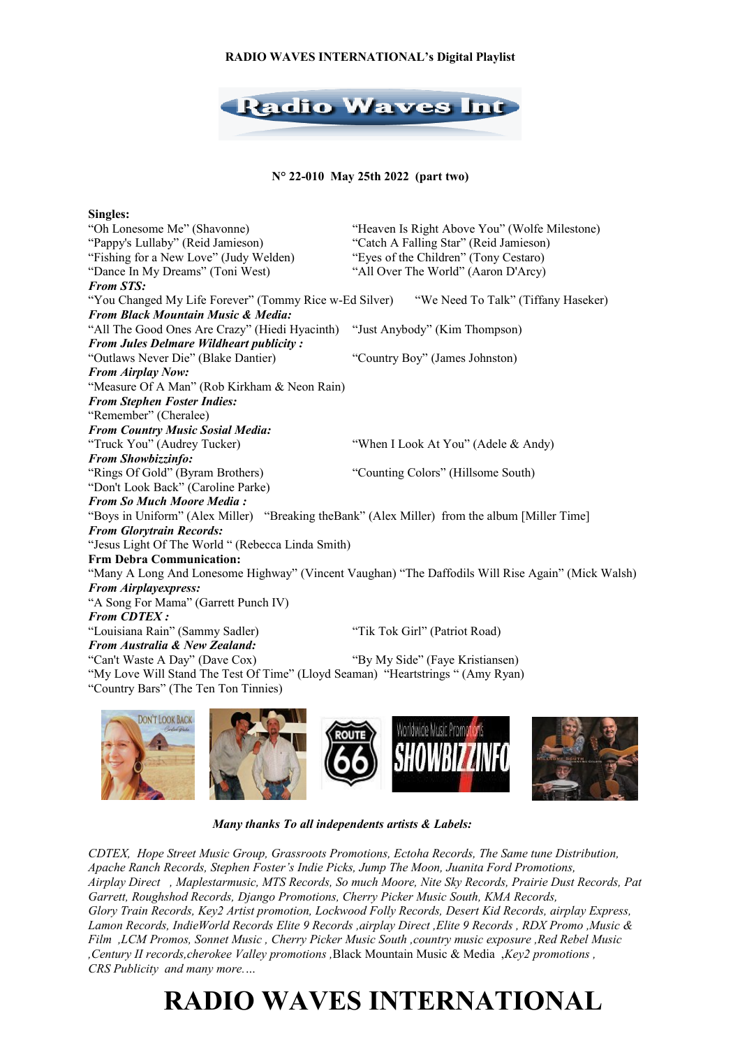**RADIO WAVES INTERNATIONAL's Digital Playlist**

**N° 22-010 May 25th 2022 (part two)**

**Singles:**

"Oh Lonesome Me" (Shavonne)
"Heaven Is Right Above You" (Wolfe Milestone)
"Pappy's Lullaby" (Reid Jamieson)
"Catch A Falling Star" (Reid Jamieson)
"Fishing for a New Love" (Judy Welden)
"Eyes of the Children" (Tony Cestaro)
"Dance In My Dreams" (Toni West)
"All Over The World" (Aaron D'Arcy)

***From STS:***

"You Changed My Life Forever" (Tommy Rice w-Ed Silver) "We Need To Talk" (Tiffany Haseker)

***From Black Mountain Music & Media:***

"All The Good Ones Are Crazy" (Hiedi Hyacinth) "Just Anybody" (Kim Thompson)

***From Jules Delmare Wildheart publicity :***

"Outlaws Never Die" (Blake Dantier) "Country Boy" (James Johnston)

***From Airplay Now:***

"Measure Of A Man" (Rob Kirkham & Neon Rain)

***From Stephen Foster Indies:***

"Remember" (Cheralee)

***From Country Music Sosial Media:***

"Truck You" (Audrey Tucker) "When I Look At You" (Adele & Andy)

***From Showbizzinfo:***

"Rings Of Gold" (Byram Brothers) "Counting Colors" (Hillsome South)
"Don't Look Back" (Caroline Parke)

***From So Much Moore Media :***

"Boys in Uniform" (Alex Miller) "Breaking theBank" (Alex Miller) from the album [Miller Time]

***From Glorytrain Records:***

"Jesus Light Of The World " (Rebecca Linda Smith)

**Frm Debra Communication:**

"Many A Long And Lonesome Highway" (Vincent Vaughan) "The Daffodils Will Rise Again" (Mick Walsh)

***From Airplayexpress:***

"A Song For Mama" (Garrett Punch IV)

***From CDTEX :***

"Louisiana Rain" (Sammy Sadler) "Tik Tok Girl" (Patriot Road)

***From Australia & New Zealand:***

"Can't Waste A Day" (Dave Cox) "By My Side" (Faye Kristiansen)
"My Love Will Stand The Test Of Time" (Lloyd Seaman) "Heartstrings " (Amy Ryan)
"Country Bars" (The Ten Ton Tinnies)

***Many thanks To all independents artists & Labels:***

*CDTEX, Hope Street Music Group, Grassroots Promotions, Ectoha Records, The Same tune Distribution, Apache Ranch Records, Stephen Foster's Indie Picks, Jump The Moon, Juanita Ford Promotions, Airplay Direct , Maplestarmusic, MTS Records, So much Moore, Nite Sky Records, Prairie Dust Records, Pat Garrett, Roughshod Records, Django Promotions, Cherry Picker Music South, KMA Records, Glory Train Records, Key2 Artist promotion, Lockwood Folly Records, Desert Kid Records, airplay Express, Lamon Records, IndieWorld Records Elite 9 Records ,airplay Direct ,Elite 9 Records , RDX Promo ,Music & Film ,LCM Promos, Sonnet Music , Cherry Picker Music South ,country music exposure ,Red Rebel Music ,Century II records,cherokee Valley promotions* ,Black Mountain Music & Media *,Key2 promotions , CRS Publicity and many more….*

# RADIO WAVES INTERNATIONAL